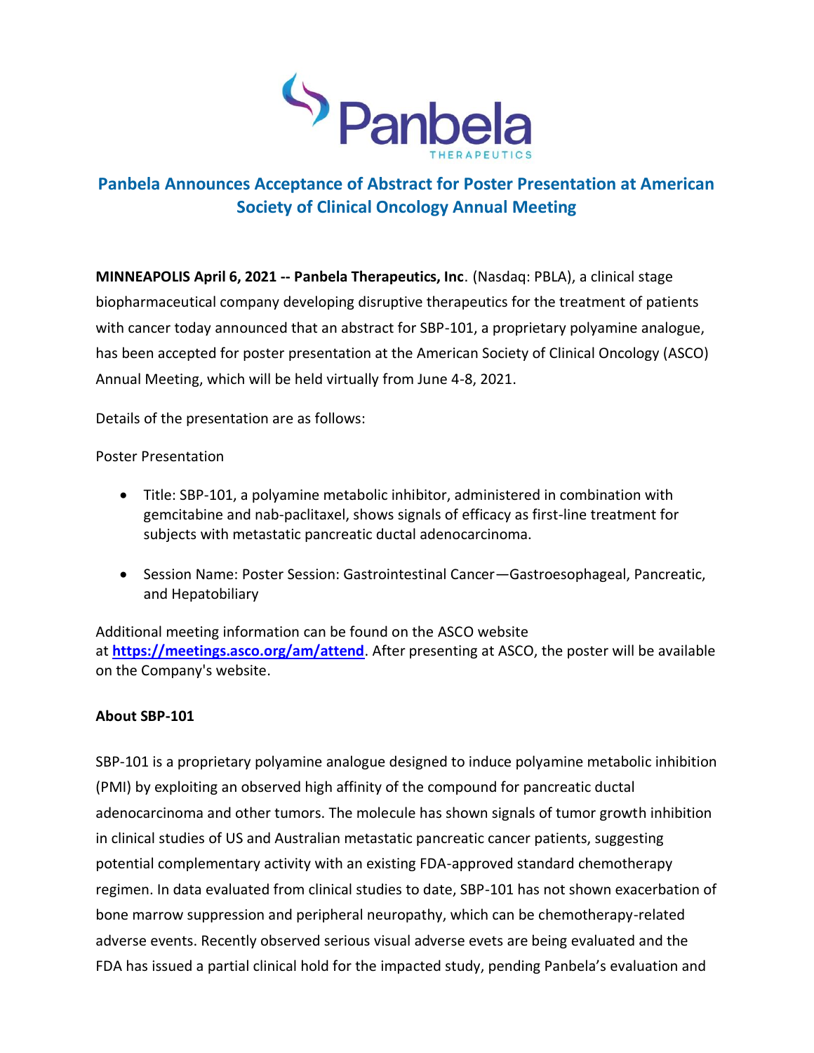# Panbela Announces Acceptance of Abstract for Poster Presentation at American Society of Clinical Oncology Annual Meeting

**MINNEAPOLIS April 6, 2021 -- Panbela Therapeutics, Inc**. (Nasdaq: PBLA), a clinical stage biopharmaceutical company developing disruptive therapeutics for the treatment of patients with cancer today announced that an abstract for SBP-101, a proprietary polyamine analogue, has been accepted for poster presentation at the American Society of Clinical Oncology (ASCO) Annual Meeting, which will be held virtually from June 4-8, 2021.

Details of the presentation are as follows:

Poster Presentation

- Title: SBP-101, a polyamine metabolic inhibitor, administered in combination with gemcitabine and nab-paclitaxel, shows signals of efficacy as first-line treatment for subjects with metastatic pancreatic ductal adenocarcinoma.
- Session Name: Poster Session: Gastrointestinal Cancer—Gastroesophageal, Pancreatic, and Hepatobiliary

Additional meeting information can be found on the ASCO website at **https://meetings.asco.org/am/attend**. After presenting at ASCO, the poster will be available on the Company's website.

**About SBP-101**

SBP-101 is a proprietary polyamine analogue designed to induce polyamine metabolic inhibition (PMI) by exploiting an observed high affinity of the compound for pancreatic ductal adenocarcinoma and other tumors. The molecule has shown signals of tumor growth inhibition in clinical studies of US and Australian metastatic pancreatic cancer patients, suggesting potential complementary activity with an existing FDA-approved standard chemotherapy regimen. In data evaluated from clinical studies to date, SBP-101 has not shown exacerbation of bone marrow suppression and peripheral neuropathy, which can be chemotherapy-related adverse events. Recently observed serious visual adverse evets are being evaluated and the FDA has issued a partial clinical hold for the impacted study, pending Panbela's evaluation and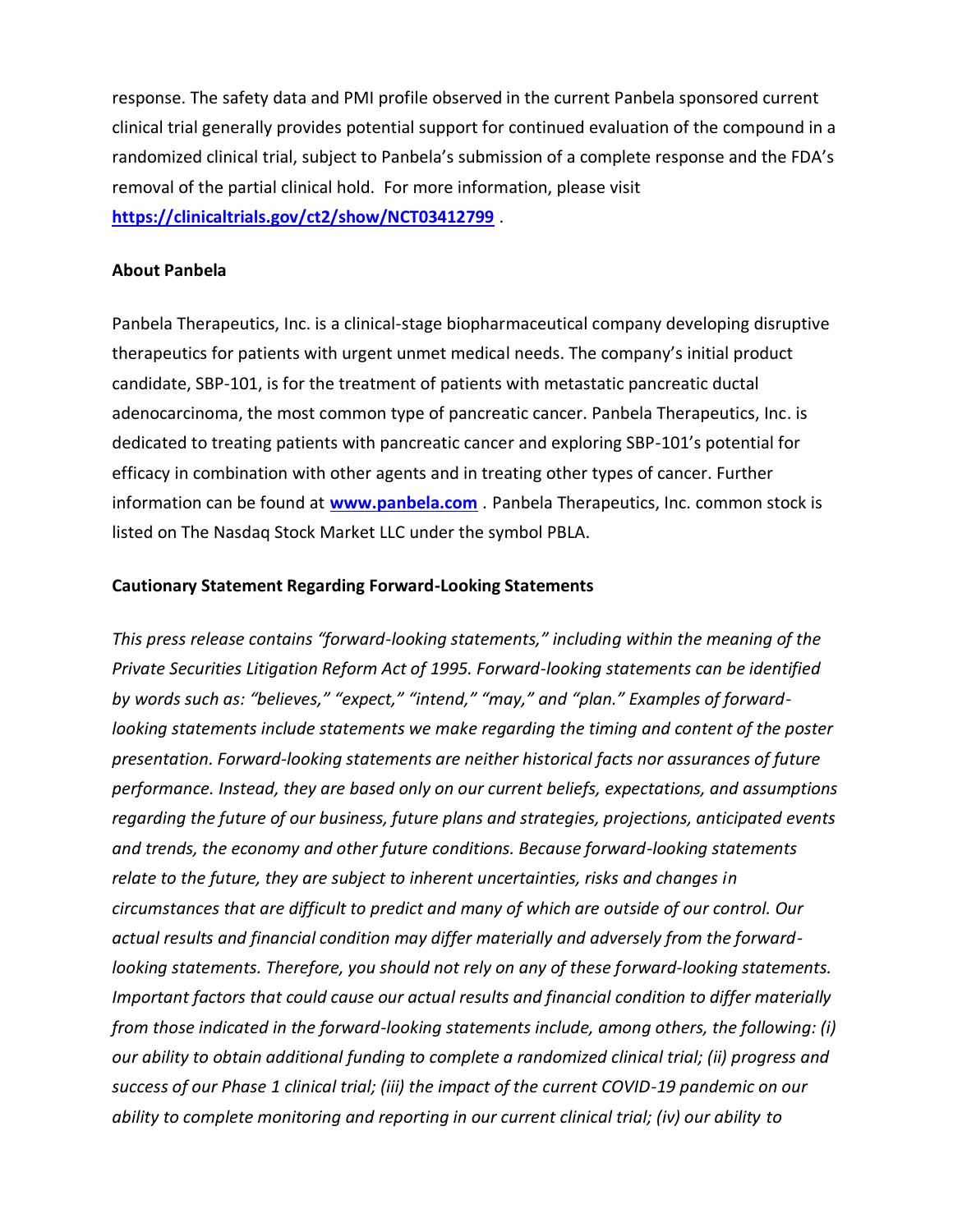response. The safety data and PMI profile observed in the current Panbela sponsored current clinical trial generally provides potential support for continued evaluation of the compound in a randomized clinical trial, subject to Panbela's submission of a complete response and the FDA's removal of the partial clinical hold. For more information, please visit **https://clinicaltrials.gov/ct2/show/NCT03412799** .

**About Panbela**

Panbela Therapeutics, Inc. is a clinical-stage biopharmaceutical company developing disruptive therapeutics for patients with urgent unmet medical needs. The company's initial product candidate, SBP-101, is for the treatment of patients with metastatic pancreatic ductal adenocarcinoma, the most common type of pancreatic cancer. Panbela Therapeutics, Inc. is dedicated to treating patients with pancreatic cancer and exploring SBP-101's potential for efficacy in combination with other agents and in treating other types of cancer. Further information can be found at **www.panbela.com** . Panbela Therapeutics, Inc. common stock is listed on The Nasdaq Stock Market LLC under the symbol PBLA.

**Cautionary Statement Regarding Forward-Looking Statements**

*This press release contains "forward-looking statements," including within the meaning of the Private Securities Litigation Reform Act of 1995. Forward-looking statements can be identified by words such as: "believes," "expect," "intend," "may," and "plan." Examples of forward-looking statements include statements we make regarding the timing and content of the poster presentation. Forward-looking statements are neither historical facts nor assurances of future performance. Instead, they are based only on our current beliefs, expectations, and assumptions regarding the future of our business, future plans and strategies, projections, anticipated events and trends, the economy and other future conditions. Because forward-looking statements relate to the future, they are subject to inherent uncertainties, risks and changes in circumstances that are difficult to predict and many of which are outside of our control. Our actual results and financial condition may differ materially and adversely from the forward-looking statements. Therefore, you should not rely on any of these forward-looking statements. Important factors that could cause our actual results and financial condition to differ materially from those indicated in the forward-looking statements include, among others, the following: (i) our ability to obtain additional funding to complete a randomized clinical trial; (ii) progress and success of our Phase 1 clinical trial; (iii) the impact of the current COVID-19 pandemic on our ability to complete monitoring and reporting in our current clinical trial; (iv) our ability to*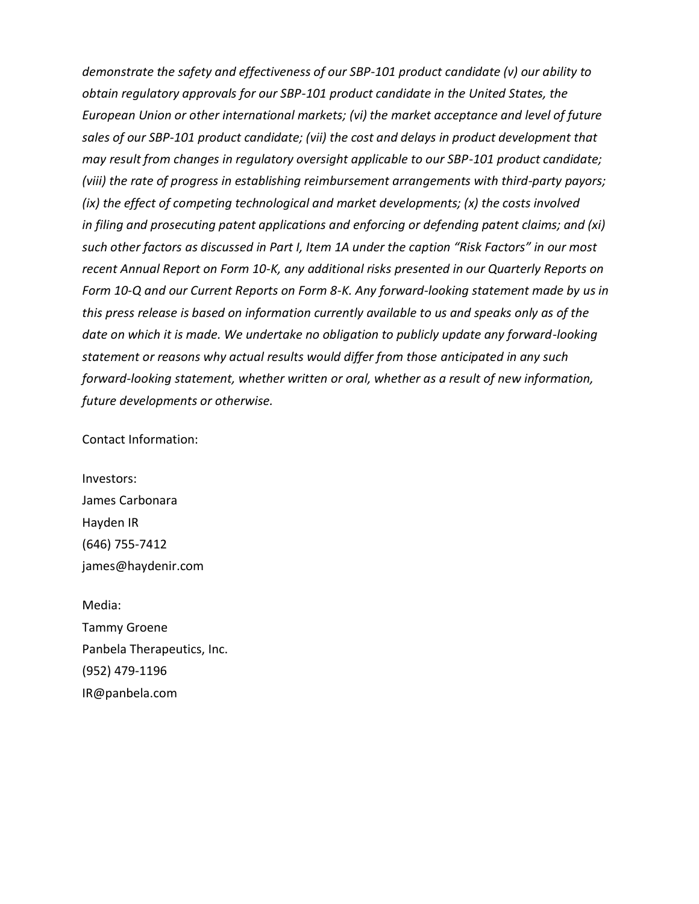*demonstrate the safety and effectiveness of our SBP-101 product candidate (v) our ability to obtain regulatory approvals for our SBP-101 product candidate in the United States, the European Union or other international markets; (vi) the market acceptance and level of future sales of our SBP-101 product candidate; (vii) the cost and delays in product development that may result from changes in regulatory oversight applicable to our SBP-101 product candidate; (viii) the rate of progress in establishing reimbursement arrangements with third-party payors; (ix) the effect of competing technological and market developments; (x) the costs involved in filing and prosecuting patent applications and enforcing or defending patent claims; and (xi) such other factors as discussed in Part I, Item 1A under the caption "Risk Factors" in our most recent Annual Report on Form 10-K, any additional risks presented in our Quarterly Reports on Form 10-Q and our Current Reports on Form 8-K. Any forward-looking statement made by us in this press release is based on information currently available to us and speaks only as of the date on which it is made. We undertake no obligation to publicly update any forward-looking statement or reasons why actual results would differ from those anticipated in any such forward-looking statement, whether written or oral, whether as a result of new information, future developments or otherwise.*

Contact Information:

Investors:
James Carbonara
Hayden IR
(646) 755-7412
james@haydenir.com

Media:
Tammy Groene
Panbela Therapeutics, Inc.
(952) 479-1196
IR@panbela.com